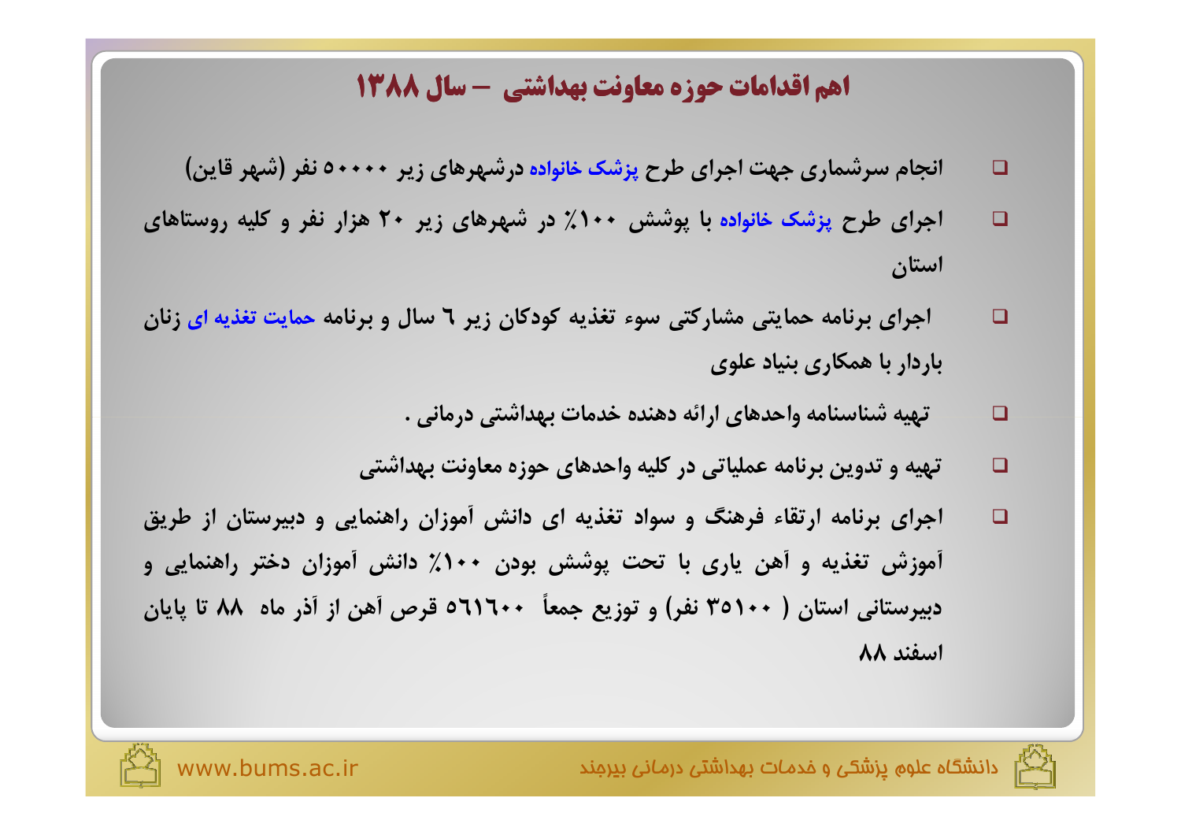# اهم اقدامات حوزه معاونت بهداشتی – سال ۱۳۸۸

- انجام سرشماری جهت اجرای طرح پزشک خانواده درشهرهای زیر ۵۰۰۰۰ نفر (شهر قاین)
- اجرای طرح پزشک خانواده با پوشش ۱۰۰٪ در شهرهای زیر ۲۰ هزار نفر و کلیه روستاهای استان
- اجرای برنامه حمایتی مشارکتی سوء تغذیه کودکان زیر ٦ سال و برنامه حمایت تغذیه ای زنان باردار با همکاری بنیاد علوی
- تهیه شناسنامه واحدهای ارائه دهنده خدمات بهداشتی درمانی .
- تهیه و تدوین برنامه عملیاتی در کلیه واحدهای حوزه معاونت بهداشتی
- اجرای برنامه ارتقاء فرهنگ و سواد تغذیه ای دانش آموزان راهنمایی و دبیرستان از طریق آموزش تغذیه و آهن یاری با تحت پوشش بودن ۱۰۰٪ دانش آموزان دختر راهنمایی و دبیرستانی استان ( ۳۵۱۰۰ نفر) و توزیع جمعاً ٥٦١٦٠٠ قرص آهن از آذر ماه ۸۸ تا پایان اسفند ۸۸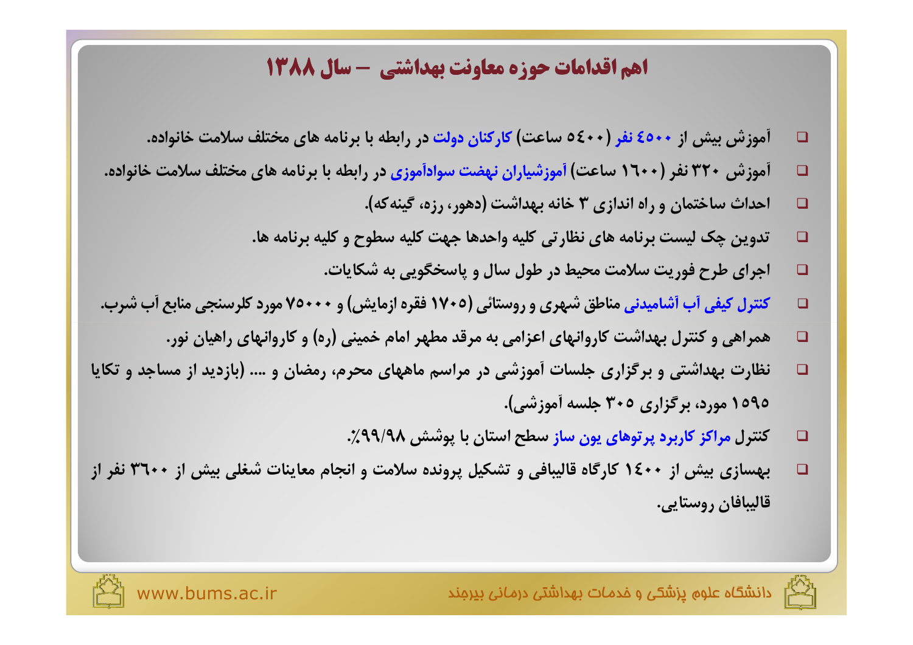# اهم اقدامات حوزه معاونت بهداشتی – سال ۱۳۸۸

- آموزش بیش از ٤٥٠٠ نفر (٥٤٠٠ ساعت) کارکنان دولت در رابطه با برنامه های مختلف سلامت خانواده.
- آموزش ۳۲۰ نفر (١٦٠٠ ساعت) آموزشیاران نهضت سوادآموزی در رابطه با برنامه های مختلف سلامت خانواده.
- احداث ساختمان و راه اندازی ۳ خانه بهداشت (دهور، رزه، گینه که).
- تدوین چک لیست برنامه های نظارتی کلیه واحدها جهت کلیه سطوح و کلیه برنامه ها.
- اجرای طرح فوریت سلامت محیط در طول سال و پاسخگویی به شکایات.
- کنترل کیفی آب آشامیدنی مناطق شهری و روستائی (۱۷۰۵ فقره ازمایش) و ۷۵۰۰۰ مورد کلرسنجی منابع آب شرب.
- همراهی و کنترل بهداشت کاروانهای اعزامی به مرقد مطهر امام خمینی (ره) و کاروانهای راهیان نور.
- نظارت بهداشتی و برگزاری جلسات آموزشی در مراسم ماههای محرم، رمضان و .... (بازدید از مساجد و تکایا ١٥٩٥ مورد، برگزاری ۳۰۵ جلسه آموزشی).
- کنترل مراکز کاربرد پرتوهای یون ساز سطح استان با پوشش ۹۹/۹۸٪.
- بهسازی بیش از ١٤٠٠ کارگاه قالیبافی و تشکیل پرونده سلامت و انجام معاینات شغلی بیش از ٣٦٠٠ نفر از قالیبافان روستایی.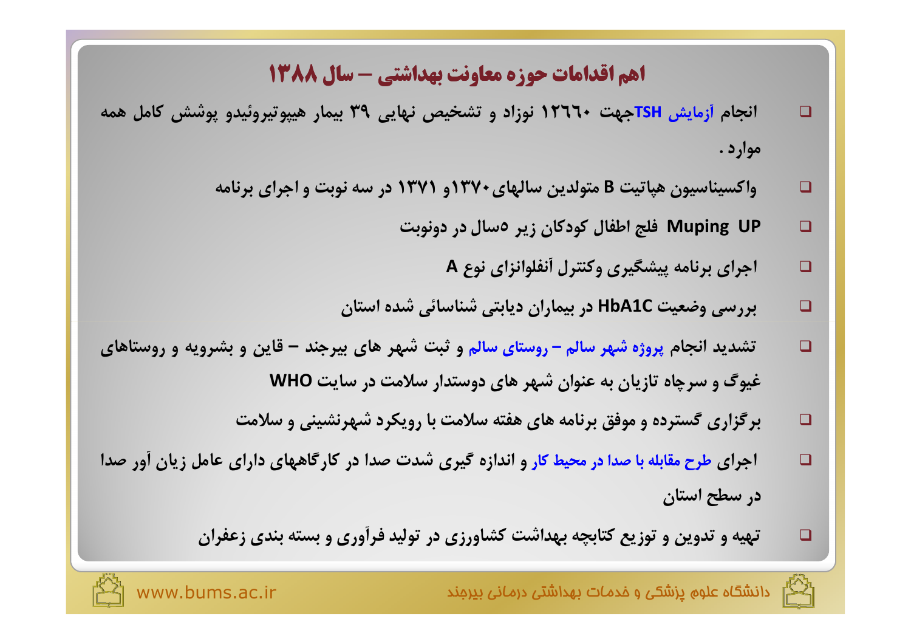## اهم اقدامات حوزه معاونت بهداشتی – سال ۱۳۸۸

- انجام آزمایش TSHجهت ۱۲۶۶۰ نوزاد و تشخیص نهایی ۳۹ بیمار هیپوتیروئیدو پوشش کامل همه موارد .
- واکسیناسیون هپاتیت B متولدین سالهای ۱۳۷۰و ۱۳۷۱ در سه نوبت و اجرای برنامه
- Muping UP فلج اطفال کودکان زیر ۵سال در دونوبت
- اجرای برنامه پیشگیری وکنترل آنفلوانزای نوع A
- بررسی وضعیت HbA1C در بیماران دیابتی شناسائی شده استان
- تشدید انجام پروژه شهر سالم – روستای سالم و ثبت شهر های بیرجند – قاین و بشرویه و روستاهای غیوگ و سرچاه تازیان به عنوان شهر های دوستدار سلامت در سایت WHO
- برگزاری گسترده و موفق برنامه های هفته سلامت با رویکرد شهرنشینی و سلامت
- اجرای طرح مقابله با صدا در محیط کار و اندازه گیری شدت صدا در کارگاههای دارای عامل زیان آور صدا در سطح استان
- تهیه و تدوین و توزیع کتابچه بهداشت کشاورزی در تولید فرآوری و بسته بندی زعفران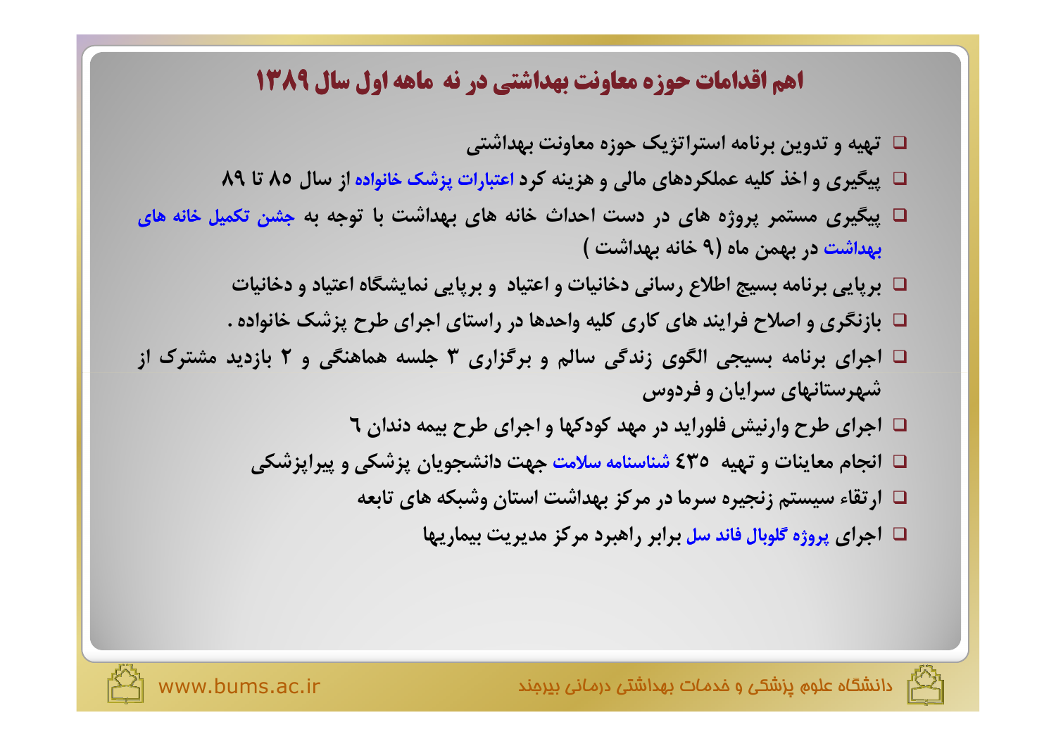# اهم اقدامات حوزه معاونت بهداشتی در نه ماهه اول سال ۱۳۸۹

- تهیه و تدوین برنامه استراتژیک حوزه معاونت بهداشتی
- پیگیری و اخذ کلیه عملکردهای مالی و هزینه کرد اعتبارات پزشک خانواده از سال ۸۵ تا ۸۹
- پیگیری مستمر پروژه های در دست احداث خانه های بهداشت با توجه به جشن تکمیل خانه های بهداشت در بهمن ماه (۹ خانه بهداشت )
- برپایی برنامه بسیج اطلاع رسانی دخانیات و اعتیاد و برپایی نمایشگاه اعتیاد و دخانیات
- بازنگری و اصلاح فرایند های کاری کلیه واحدها در راستای اجرای طرح پزشک خانواده .
- اجرای برنامه بسیجی الگوی زندگی سالم و برگزاری ۳ جلسه هماهنگی و ۲ بازدید مشترک از شهرستانهای سرایان و فردوس
- اجرای طرح وارنیش فلوراید در مهد کودکها و اجرای طرح بیمه دندان ٦
- انجام معاینات و تهیه ٤۳٥ شناسنامه سلامت جهت دانشجویان پزشکی و پیراپزشکی
- ارتقاء سیستم زنجیره سرما در مرکز بهداشت استان وشبکه های تابعه
- اجرای پروژه گلوبال فاند سل برابر راهبرد مرکز مدیریت بیماریها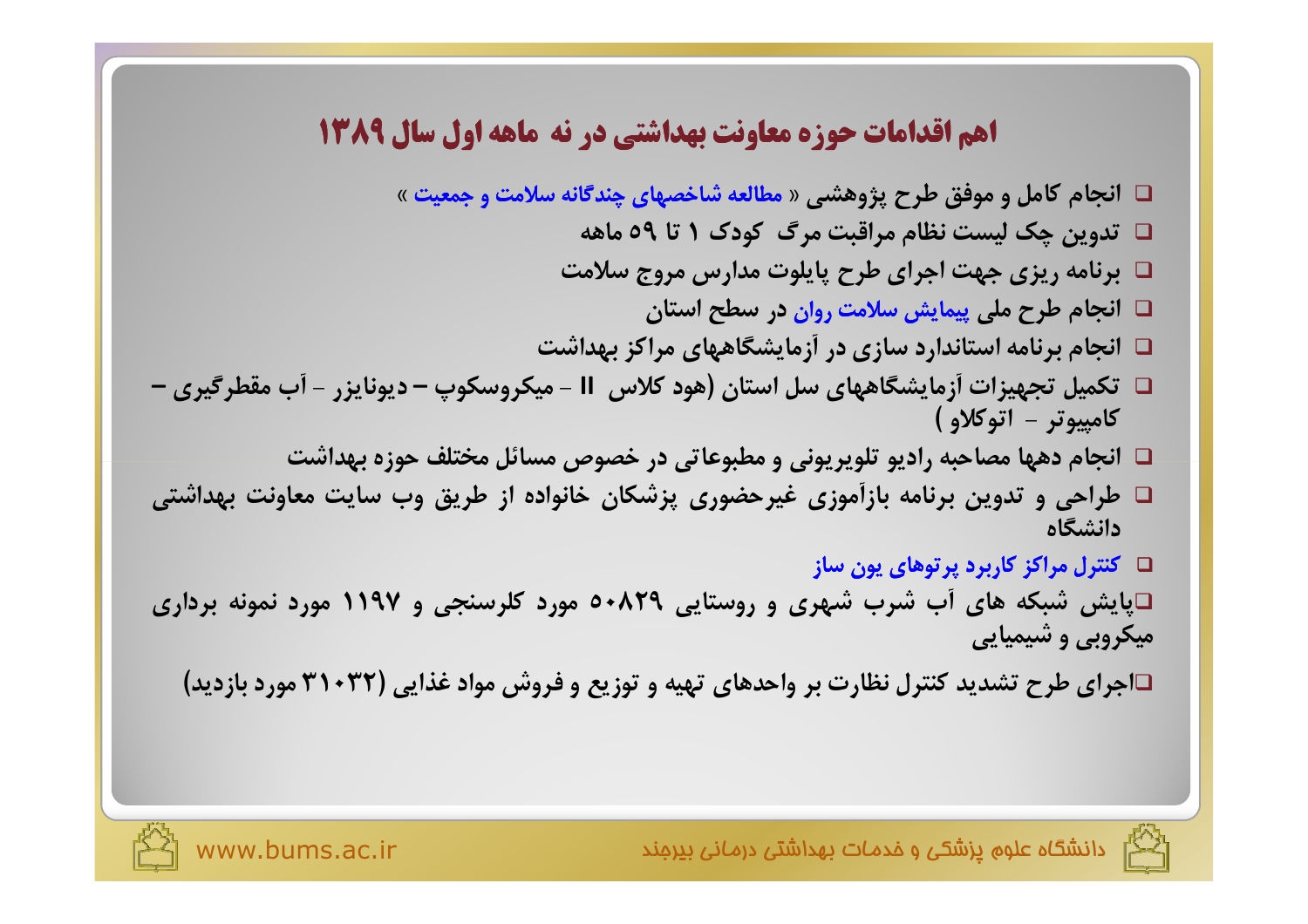# اهم اقدامات حوزه معاونت بهداشتی در نه ماهه اول سال ۱۳۸۹

- انجام کامل و موفق طرح پژوهشی « مطالعه شاخصهای چندگانه سلامت و جمعیت »
- تدوین چک لیست نظام مراقبت مرگ کودک ۱ تا ۵۹ ماهه
- برنامه ریزی جهت اجرای طرح پایلوت مدارس مروج سلامت
- انجام طرح ملی پیمایش سلامت روان در سطح استان
- انجام برنامه استاندارد سازی در آزمایشگاههای مراکز بهداشت
- تکمیل تجهیزات آزمایشگاههای سل استان (هود کلاس II - میکروسکوپ – دیونایزر - آب مقطرگیری – کامپیوتر - اتوکلاو )
- انجام دهها مصاحبه رادیو تلویریونی و مطبوعاتی در خصوص مسائل مختلف حوزه بهداشت
- طراحی و تدوین برنامه بازآموزی غیرحضوری پزشکان خانواده از طریق وب سایت معاونت بهداشتی دانشگاه
- کنترل مراکز کاربرد پرتوهای یون ساز
- پایش شبکه های آب شرب شهری و روستایی ۵۰۸۲۹ مورد کلرسنجی و ۱۱۹۷ مورد نمونه برداری میکروبی و شیمیایی
- اجرای طرح تشدید کنترل نظارت بر واحدهای تهیه و توزیع و فروش مواد غذایی (۳۱۰۳۲ مورد بازدید)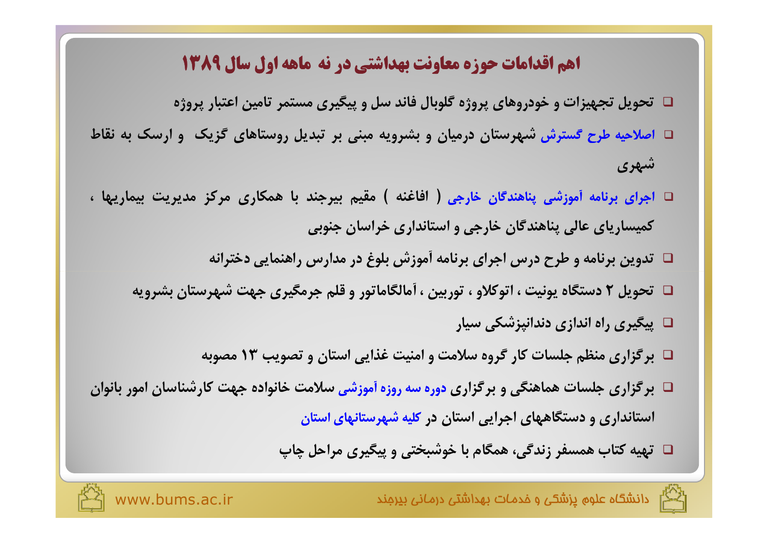# اهم اقدامات حوزه معاونت بهداشتی در نه ماهه اول سال ۱۳۸۹

- تحویل تجهیزات و خودروهای پروژه گلوبال فاند سل و پیگیری مستمر تامین اعتبار پروژه
- اصلاحیه طرح گسترش شهرستان درمیان و بشرویه مبنی بر تبدیل روستاهای گزیک و ارسک به نقاط شهری
- اجرای برنامه آموزشی پناهندگان خارجی ( افاغنه ) مقیم بیرجند با همکاری مرکز مدیریت بیماریها ، کمیساریای عالی پناهندگان خارجی و استانداری خراسان جنوبی
- تدوین برنامه و طرح درس اجرای برنامه آموزش بلوغ در مدارس راهنمایی دخترانه
- تحویل ۲ دستگاه یونیت ، اتوکلاو ، توربین ، آمالگاماتور و قلم جرمگیری جهت شهرستان بشرویه
- پیگیری راه اندازی دندانپزشکی سیار
- برگزاری منظم جلسات کار گروه سلامت و امنیت غذایی استان و تصویب ۱۳ مصوبه
- برگزاری جلسات هماهنگی و برگزاری دوره سه روزه آموزشی سلامت خانواده جهت کارشناسان امور بانوان استانداری و دستگاههای اجرایی استان در کلیه شهرستانهای استان
- تهیه کتاب همسفر زندگی، همگام با خوشبختی و پیگیری مراحل چاپ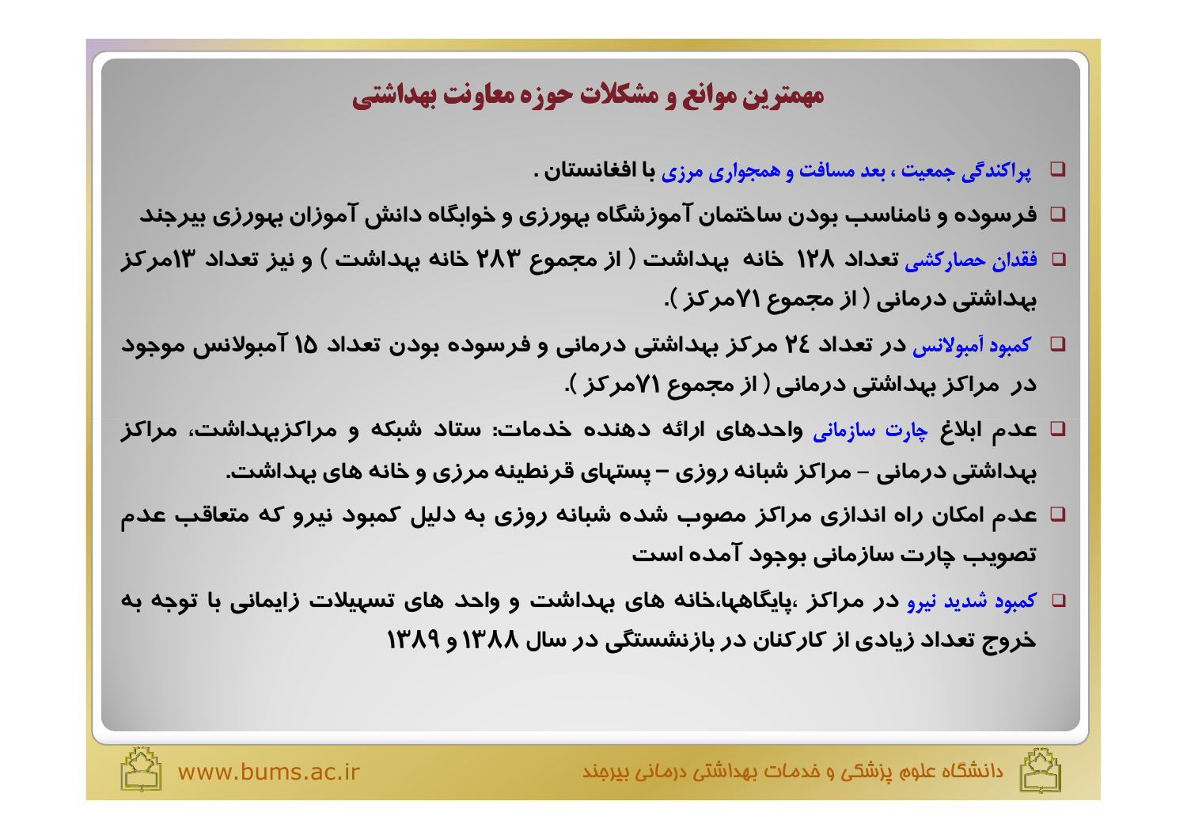## مهمترین موانع و مشکلات حوزه معاونت بهداشتی

- پراکندگی جمعیت ، بعد مسافت و همجواری مرزی با افغانستان .
- فرسوده و نامناسب بودن ساختمان آموزشگاه بهورزی و خوابگاه دانش آموزان بهورزی بیرجند
- فقدان حصارکشی تعداد ۱۲۸ خانه بهداشت ( از مجموع ۲۸۳ خانه بهداشت ) و نیز تعداد ۱۳مرکز بهداشتی درمانی ( از مجموع ۷۱مرکز ).
- کمبود آمبولانس در تعداد ۲۴ مرکز بهداشتی درمانی و فرسوده بودن تعداد ۱۵ آمبولانس موجود در مراکز بهداشتی درمانی ( از مجموع ۷۱مرکز ).
- عدم ابلاغ چارت سازمانی واحدهای ارائه دهنده خدمات: ستاد شبکه و مراکزبهداشت، مراکز بهداشتی درمانی – مراکز شبانه روزی – پستهای قرنطینه مرزی و خانه های بهداشت.
- عدم امکان راه اندازی مراکز مصوب شده شبانه روزی به دلیل کمبود نیرو که متعاقب عدم تصویب چارت سازمانی بوجود آمده است
- کمبود شدید نیرو در مراکز ،پایگاهها،خانه های بهداشت و واحد های تسهیلات زایمانی با توجه به خروج تعداد زیادی از کارکنان در بازنشستگی در سال ۱۳۸۸ و ۱۳۸۹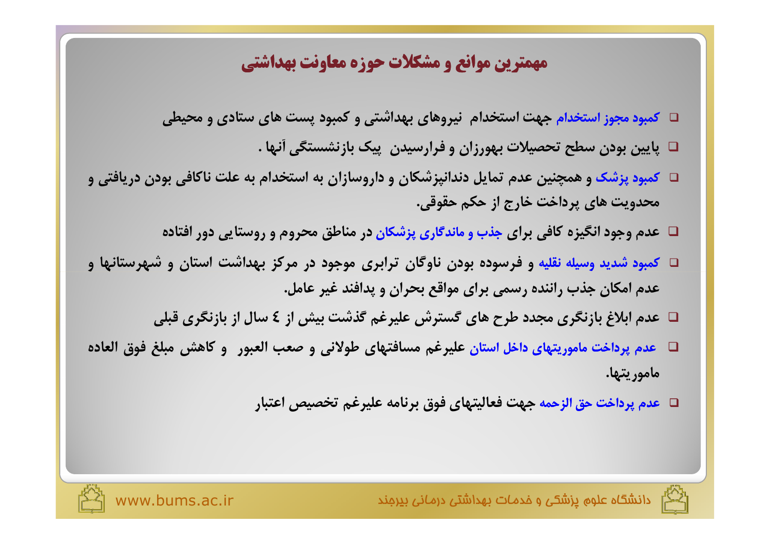## مهمترین موانع و مشکلات حوزه معاونت بهداشتی

- کمبود مجوز استخدام جهت استخدام نیروهای بهداشتی و کمبود پست های ستادی و محیطی
- پایین بودن سطح تحصیلات بهورزان و فرارسیدن پیک بازنشستگی آنها .
- کمبود پزشک و همچنین عدم تمایل دندانپزشکان و داروسازان به استخدام به علت ناکافی بودن دریافتی و محدویت های پرداخت خارج از حکم حقوقی.
- عدم وجود انگیزه کافی برای جذب و ماندگاری پزشکان در مناطق محروم و روستایی دور افتاده
- کمبود شدید وسیله نقلیه و فرسوده بودن ناوگان ترابری موجود در مرکز بهداشت استان و شهرستانها و عدم امکان جذب راننده رسمی برای مواقع بحران و پدافند غیر عامل.
- عدم ابلاغ بازنگری مجدد طرح های گسترش علیرغم گذشت بیش از ٤ سال از بازنگری قبلی
- عدم پرداخت ماموریتهای داخل استان علیرغم مسافتهای طولانی و صعب العبور و کاهش مبلغ فوق العاده ماموریتها.
- عدم پرداخت حق الزحمه جهت فعالیتهای فوق برنامه علیرغم تخصیص اعتبار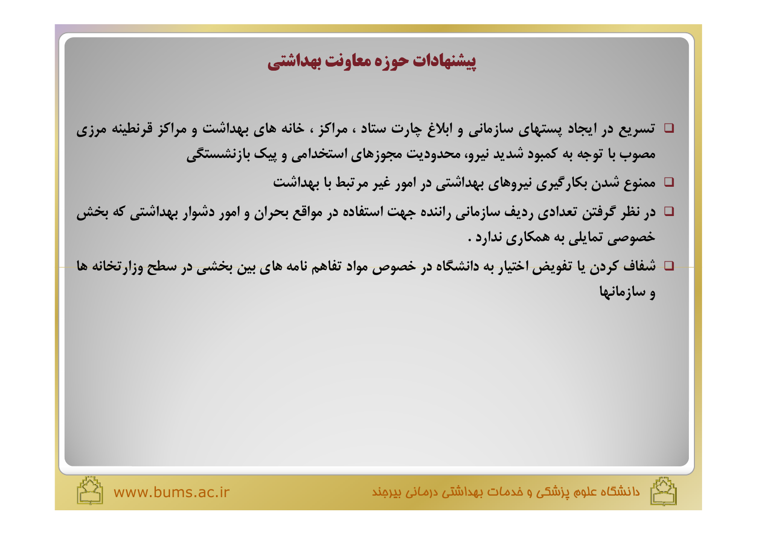## پیشنهادات حوزه معاونت بهداشتی

- تسریع در ایجاد پستهای سازمانی و ابلاغ چارت ستاد ، مراکز ، خانه های بهداشت و مراکز قرنطینه مرزی مصوب با توجه به کمبود شدید نیرو، محدودیت مجوزهای استخدامی و پیک بازنشستگی
- ممنوع شدن بکارگیری نیروهای بهداشتی در امور غیر مرتبط با بهداشت
- در نظر گرفتن تعدادی ردیف سازمانی راننده جهت استفاده در مواقع بحران و امور دشوار بهداشتی که بخش خصوصی تمایلی به همکاری ندارد .
- شفاف کردن یا تفویض اختیار به دانشگاه در خصوص مواد تفاهم نامه های بین بخشی در سطح وزارتخانه ها و سازمانها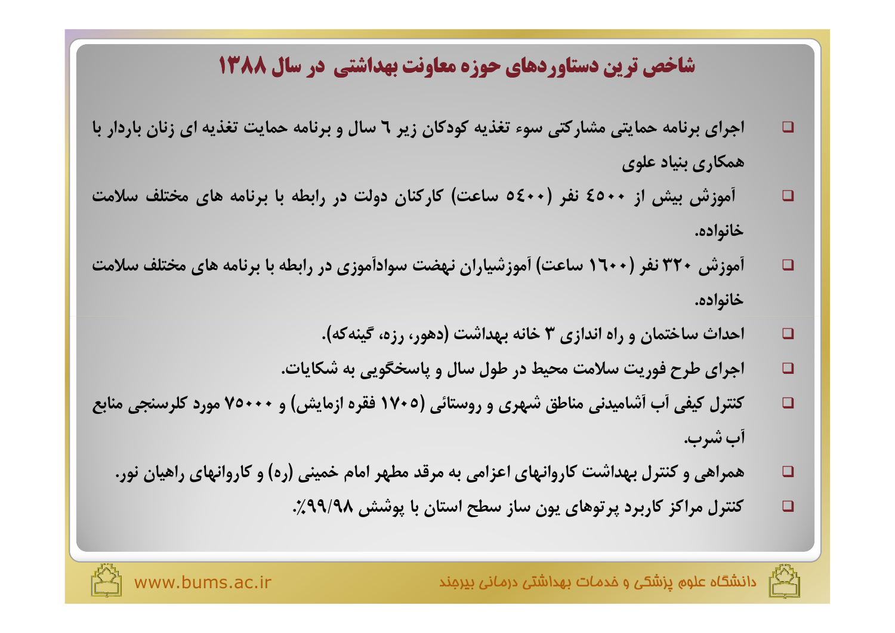## شاخص ترین دستاوردهای حوزه معاونت بهداشتی در سال ۱۳۸۸

- اجرای برنامه حمایتی مشارکتی سوء تغذیه کودکان زیر ٦ سال و برنامه حمایت تغذیه ای زنان باردار با همکاری بنیاد علوی
- آموزش بیش از ٤٥٠٠ نفر (٥٤٠٠ ساعت) کارکنان دولت در رابطه با برنامه های مختلف سلامت خانواده.
- آموزش ۳۲۰ نفر (١٦٠٠ ساعت) آموزشیاران نهضت سوادآموزی در رابطه با برنامه های مختلف سلامت خانواده.
- احداث ساختمان و راه اندازی ۳ خانه بهداشت (دهور، رزه، گینه‌که).
- اجرای طرح فوریت سلامت محیط در طول سال و پاسخگویی به شکایات.
- کنترل کیفی آب آشامیدنی مناطق شهری و روستائی (۱۷۰۵ فقره ازمایش) و ۷۵۰۰۰ مورد کلرسنجی منابع آب شرب.
- همراهی و کنترل بهداشت کاروانهای اعزامی به مرقد مطهر امام خمینی (ره) و کاروانهای راهیان نور.
- کنترل مراکز کاربرد پرتوهای یون ساز سطح استان با پوشش ۹۹/۹۸٪.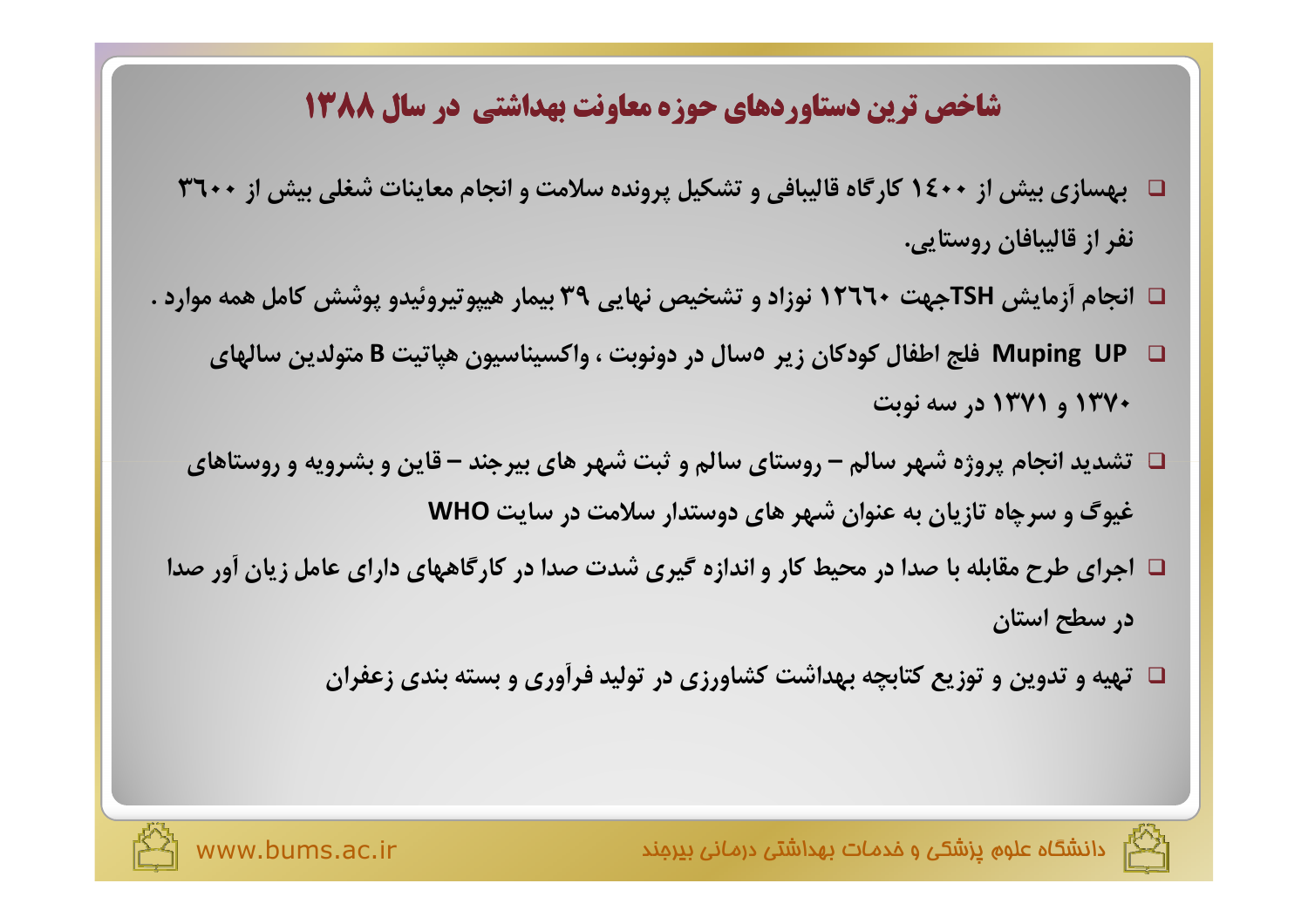## شاخص ترین دستاوردهای حوزه معاونت بهداشتی در سال ۱۳۸۸

- بهسازی بیش از ۱٤۰۰ کارگاه قالیبافی و تشکیل پرونده سلامت و انجام معاینات شغلی بیش از ۳٦۰۰ نفر از قالیبافان روستایی.
- انجام آزمایش TSHجهت ۱۲٦٦۰ نوزاد و تشخیص نهایی ۳۹ بیمار هیپوتیروئیدو پوشش کامل همه موارد .
- Muping UP فلج اطفال کودکان زیر ۵سال در دونوبت ، واکسیناسیون هپاتیت B متولدین سالهای ۱۳۷۰ و ۱۳۷۱ در سه نوبت
- تشدید انجام پروژه شهر سالم – روستای سالم و ثبت شهر های بیرجند – قاین و بشرویه و روستاهای غیوگ و سرچاه تازیان به عنوان شهر های دوستدار سلامت در سایت WHO
- اجرای طرح مقابله با صدا در محیط کار و اندازه گیری شدت صدا در کارگاههای دارای عامل زیان آور صدا در سطح استان
- تهیه و تدوین و توزیع کتابچه بهداشت کشاورزی در تولید فرآوری و بسته بندی زعفران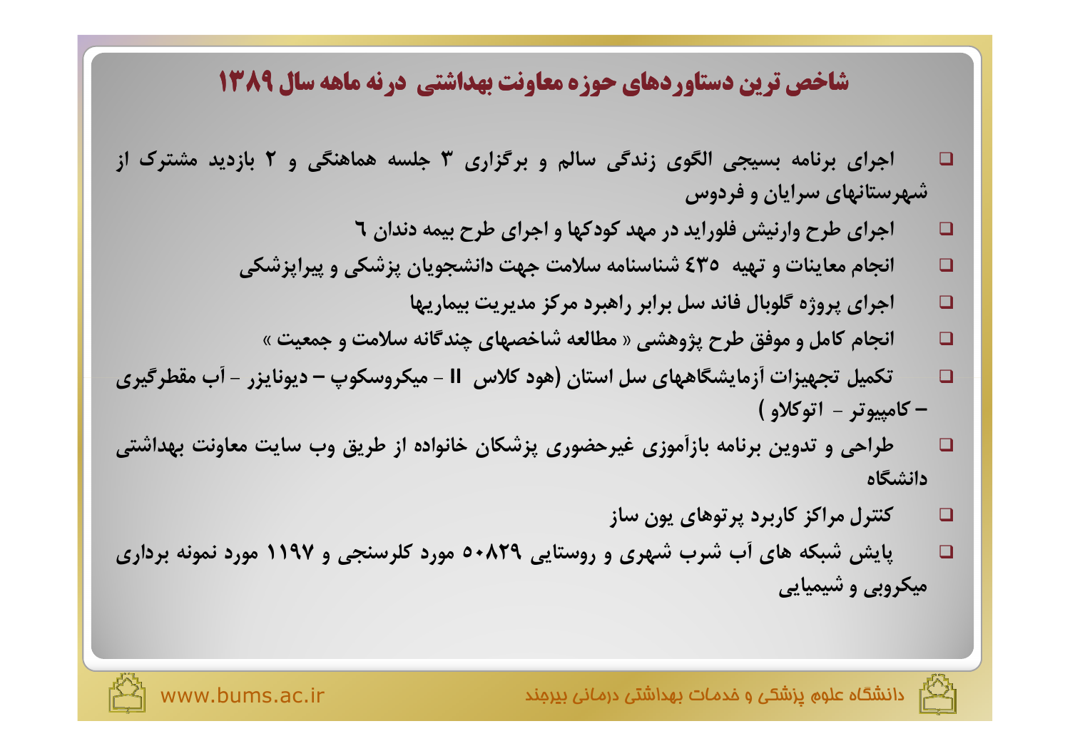## شاخص ترین دستاوردهای حوزه معاونت بهداشتی درنه ماهه سال ۱۳۸۹

- اجرای برنامه بسیجی الگوی زندگی سالم و برگزاری ۳ جلسه هماهنگی و ۲ بازدید مشترک از شهرستانهای سرایان و فردوس
- اجرای طرح وارنیش فلوراید در مهد کودکها و اجرای طرح بیمه دندان ٦
- انجام معاینات و تهیه ٤٣٥ شناسنامه سلامت جهت دانشجویان پزشکی و پیراپزشکی
- اجرای پروژه گلوبال فاند سل برابر راهبرد مرکز مدیریت بیماریها
- انجام کامل و موفق طرح پژوهشی « مطالعه شاخصهای چندگانه سلامت و جمعیت »
- تکمیل تجهیزات آزمایشگاههای سل استان (هود کلاس II - میکروسکوپ – دیونایزر - آب مقطرگیری – کامپیوتر - اتوکلاو )
- طراحی و تدوین برنامه بازآموزی غیرحضوری پزشکان خانواده از طریق وب سایت معاونت بهداشتی دانشگاه
- کنترل مراکز کاربرد پرتوهای یون ساز
- پایش شبکه های آب شرب شهری و روستایی ٥٠٨٢٩ مورد کلرسنجی و ۱۱۹۷ مورد نمونه برداری میکروبی و شیمیایی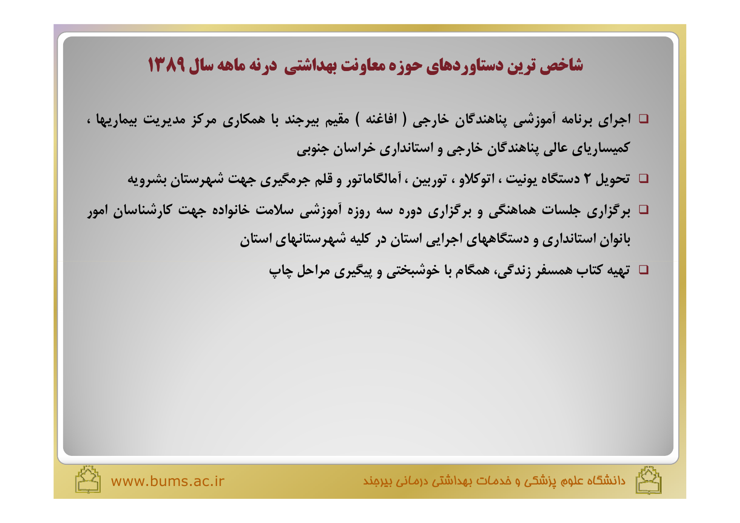## شاخص ترین دستاوردهای حوزه معاونت بهداشتی درنه ماهه سال ۱۳۸۹

- اجرای برنامه آموزشی پناهندگان خارجی ( افاغنه ) مقیم بیرجند با همکاری مرکز مدیریت بیماریها ، کمیساریای عالی پناهندگان خارجی و استانداری خراسان جنوبی
- تحویل ۲ دستگاه یونیت ، اتوکلاو ، توربین ، آمالگاماتور و قلم جرمگیری جهت شهرستان بشرویه
- برگزاری جلسات هماهنگی و برگزاری دوره سه روزه آموزشی سلامت خانواده جهت کارشناسان امور بانوان استانداری و دستگاههای اجرایی استان در کلیه شهرستانهای استان
- تهیه کتاب همسفر زندگی، همگام با خوشبختی و پیگیری مراحل چاپ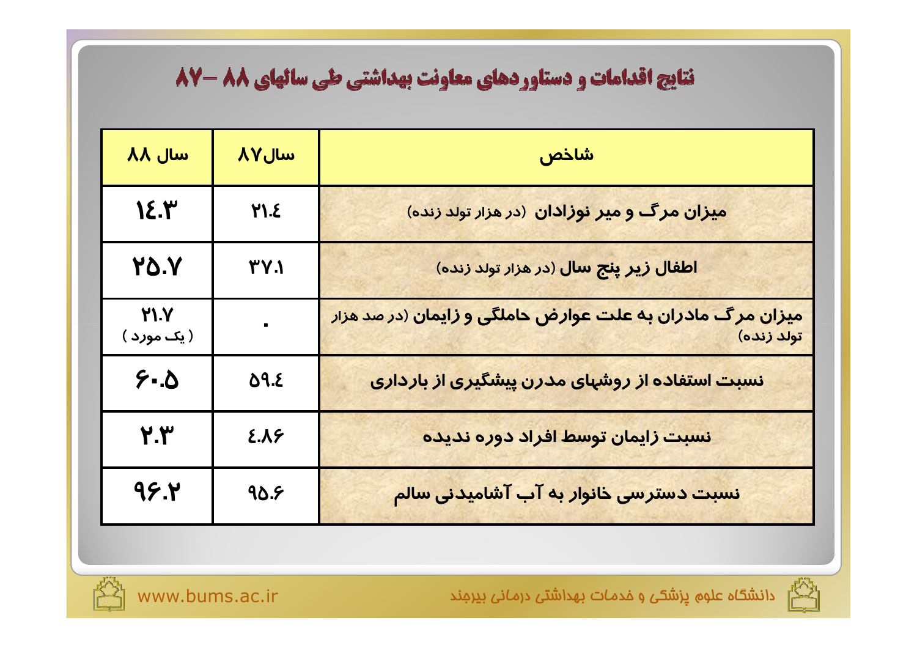# نتایج اقدامات و دستاوردهای معاونت بهداشتی طی سالهای ۸۸ –۸۷

| شاخص | سال۸۷ | سال ۸۸ |
|---|---|---|
| میزان مرگ و میر نوزادان (در هزار تولد زنده) | ۲۱.٤ | ۱٤.۳ |
| اطفال زیر پنج سال (در هزار تولد زنده) | ۳۷.۱ | ۲۵.۷ |
| میزان مرگ مادران به علت عوارض حاملگی و زایمان (در صد هزار تولد زنده) | ۰ | ۲۱.۷ ( یک مورد ) |
| نسبت استفاده از روشهای مدرن پیشگیری از بارداری | ۵۹.٤ | ۶۰.۵ |
| نسبت زایمان توسط افراد دوره ندیده | ٤.۸۶ | ۲.۳ |
| نسبت دسترسی خانوار به آب آشامیدنی سالم | ۹۵.۶ | ۹۶.۲ |